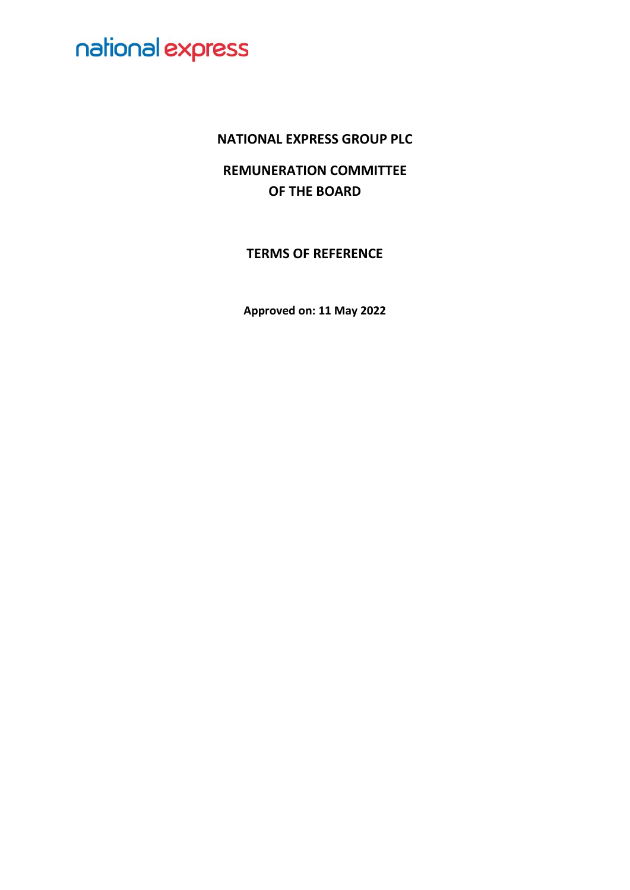national express

# NATIONAL EXPRESS GROUP PLC

## REMUNERATION COMMITTEE OF THE BOARD

## TERMS OF REFERENCE

**Approved on: 11 May 2022**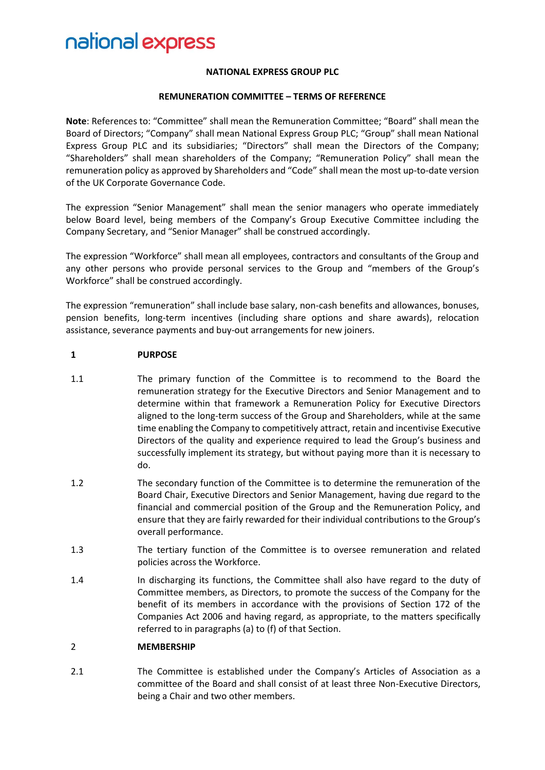national express

**NATIONAL EXPRESS GROUP PLC**

**REMUNERATION COMMITTEE – TERMS OF REFERENCE**

**Note**: References to: "Committee" shall mean the Remuneration Committee; "Board" shall mean the Board of Directors; "Company" shall mean National Express Group PLC; "Group" shall mean National Express Group PLC and its subsidiaries; "Directors" shall mean the Directors of the Company; "Shareholders" shall mean shareholders of the Company; "Remuneration Policy" shall mean the remuneration policy as approved by Shareholders and "Code" shall mean the most up-to-date version of the UK Corporate Governance Code.

The expression "Senior Management" shall mean the senior managers who operate immediately below Board level, being members of the Company's Group Executive Committee including the Company Secretary, and "Senior Manager" shall be construed accordingly.

The expression "Workforce" shall mean all employees, contractors and consultants of the Group and any other persons who provide personal services to the Group and "members of the Group's Workforce" shall be construed accordingly.

The expression "remuneration" shall include base salary, non-cash benefits and allowances, bonuses, pension benefits, long-term incentives (including share options and share awards), relocation assistance, severance payments and buy-out arrangements for new joiners.

**1 PURPOSE**

1.1 The primary function of the Committee is to recommend to the Board the remuneration strategy for the Executive Directors and Senior Management and to determine within that framework a Remuneration Policy for Executive Directors aligned to the long-term success of the Group and Shareholders, while at the same time enabling the Company to competitively attract, retain and incentivise Executive Directors of the quality and experience required to lead the Group's business and successfully implement its strategy, but without paying more than it is necessary to do.

1.2 The secondary function of the Committee is to determine the remuneration of the Board Chair, Executive Directors and Senior Management, having due regard to the financial and commercial position of the Group and the Remuneration Policy, and ensure that they are fairly rewarded for their individual contributions to the Group's overall performance.

1.3 The tertiary function of the Committee is to oversee remuneration and related policies across the Workforce.

1.4 In discharging its functions, the Committee shall also have regard to the duty of Committee members, as Directors, to promote the success of the Company for the benefit of its members in accordance with the provisions of Section 172 of the Companies Act 2006 and having regard, as appropriate, to the matters specifically referred to in paragraphs (a) to (f) of that Section.

**2 MEMBERSHIP**

2.1 The Committee is established under the Company's Articles of Association as a committee of the Board and shall consist of at least three Non-Executive Directors, being a Chair and two other members.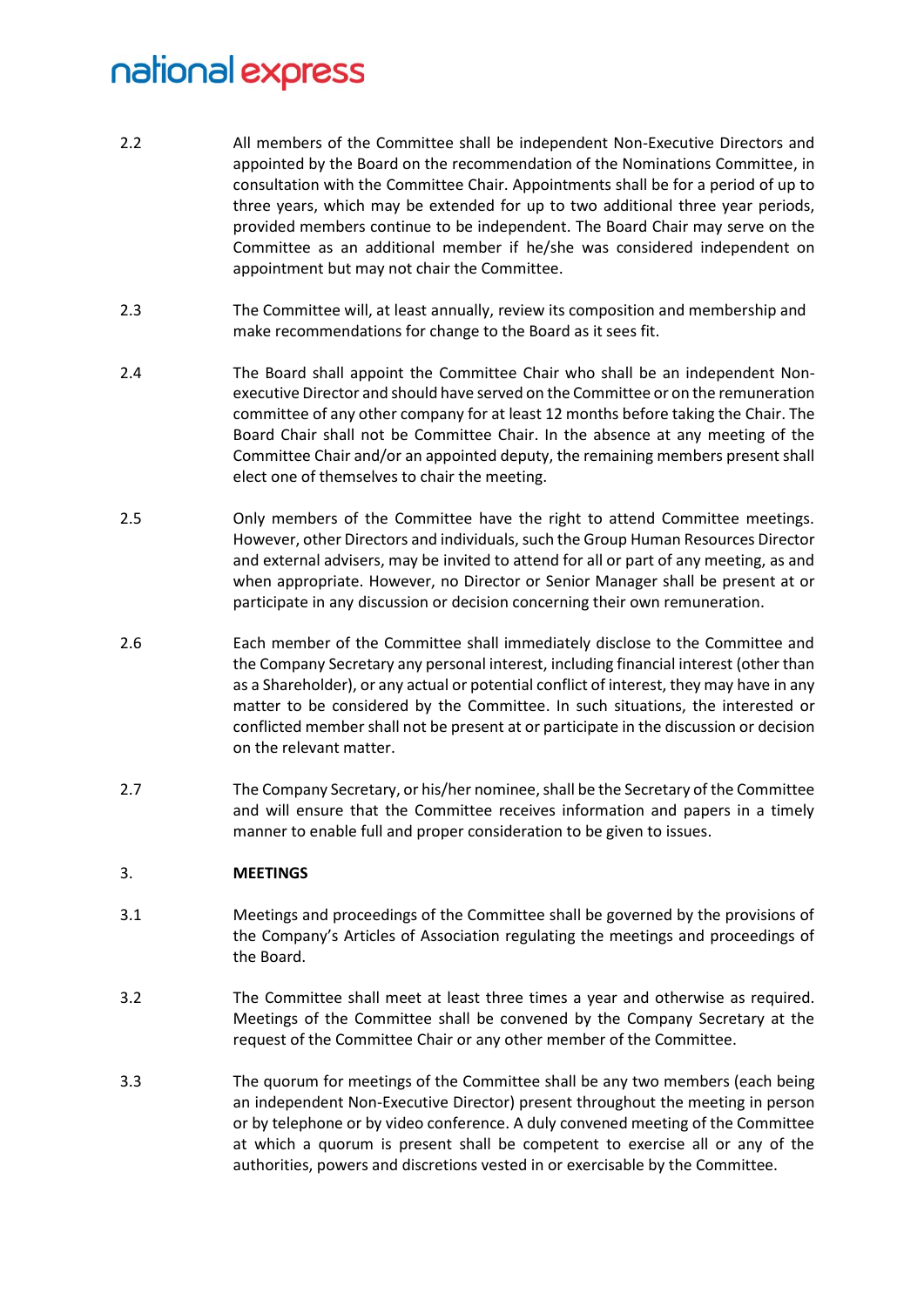2.2 All members of the Committee shall be independent Non-Executive Directors and appointed by the Board on the recommendation of the Nominations Committee, in consultation with the Committee Chair. Appointments shall be for a period of up to three years, which may be extended for up to two additional three year periods, provided members continue to be independent. The Board Chair may serve on the Committee as an additional member if he/she was considered independent on appointment but may not chair the Committee.

2.3 The Committee will, at least annually, review its composition and membership and make recommendations for change to the Board as it sees fit.

2.4 The Board shall appoint the Committee Chair who shall be an independent Non-executive Director and should have served on the Committee or on the remuneration committee of any other company for at least 12 months before taking the Chair. The Board Chair shall not be Committee Chair. In the absence at any meeting of the Committee Chair and/or an appointed deputy, the remaining members present shall elect one of themselves to chair the meeting.

2.5 Only members of the Committee have the right to attend Committee meetings. However, other Directors and individuals, such the Group Human Resources Director and external advisers, may be invited to attend for all or part of any meeting, as and when appropriate. However, no Director or Senior Manager shall be present at or participate in any discussion or decision concerning their own remuneration.

2.6 Each member of the Committee shall immediately disclose to the Committee and the Company Secretary any personal interest, including financial interest (other than as a Shareholder), or any actual or potential conflict of interest, they may have in any matter to be considered by the Committee. In such situations, the interested or conflicted member shall not be present at or participate in the discussion or decision on the relevant matter.

2.7 The Company Secretary, or his/her nominee, shall be the Secretary of the Committee and will ensure that the Committee receives information and papers in a timely manner to enable full and proper consideration to be given to issues.

## 3. MEETINGS

3.1 Meetings and proceedings of the Committee shall be governed by the provisions of the Company's Articles of Association regulating the meetings and proceedings of the Board.

3.2 The Committee shall meet at least three times a year and otherwise as required. Meetings of the Committee shall be convened by the Company Secretary at the request of the Committee Chair or any other member of the Committee.

3.3 The quorum for meetings of the Committee shall be any two members (each being an independent Non-Executive Director) present throughout the meeting in person or by telephone or by video conference. A duly convened meeting of the Committee at which a quorum is present shall be competent to exercise all or any of the authorities, powers and discretions vested in or exercisable by the Committee.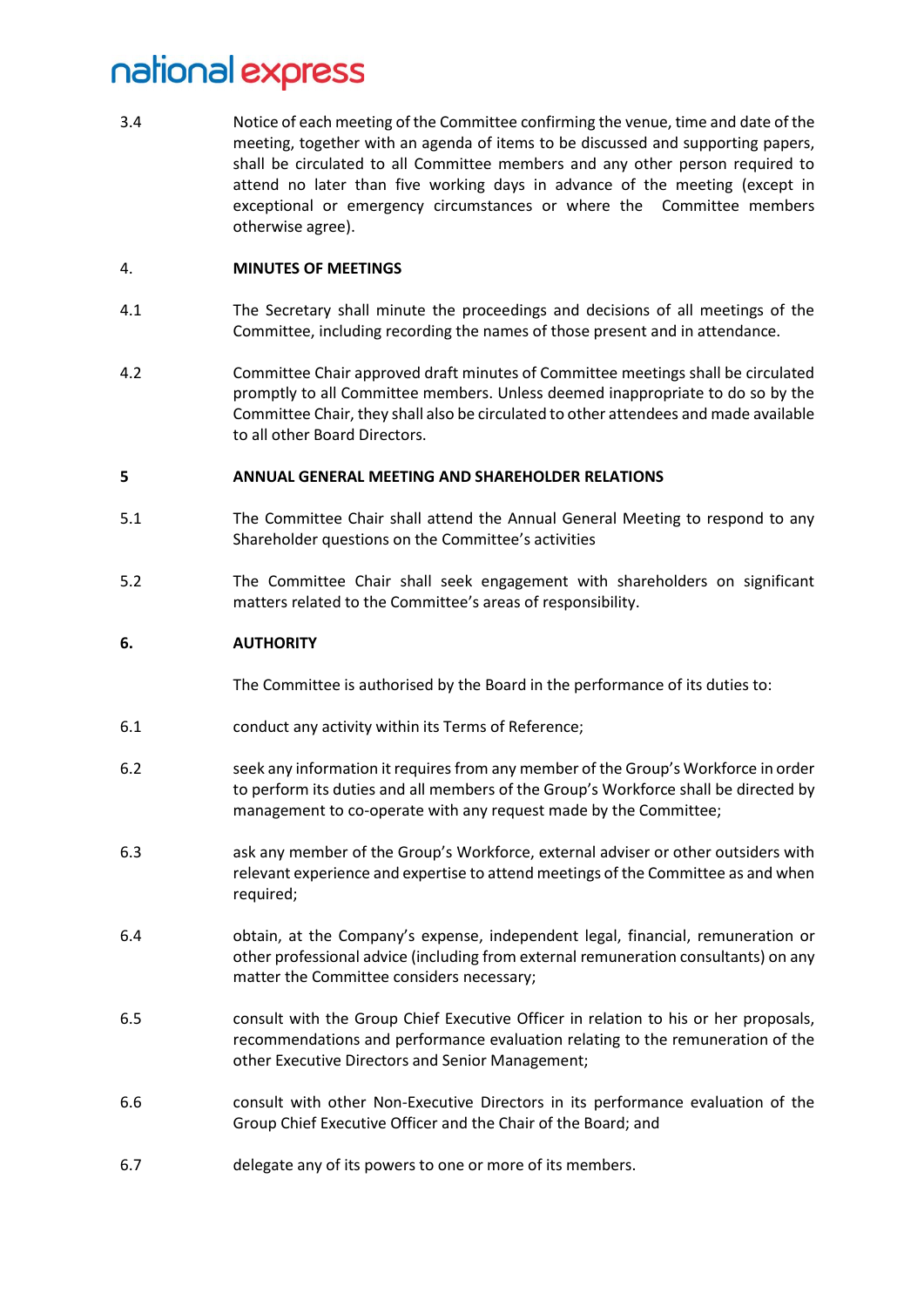3.4 Notice of each meeting of the Committee confirming the venue, time and date of the meeting, together with an agenda of items to be discussed and supporting papers, shall be circulated to all Committee members and any other person required to attend no later than five working days in advance of the meeting (except in exceptional or emergency circumstances or where the Committee members otherwise agree).

## 4. MINUTES OF MEETINGS

4.1 The Secretary shall minute the proceedings and decisions of all meetings of the Committee, including recording the names of those present and in attendance.

4.2 Committee Chair approved draft minutes of Committee meetings shall be circulated promptly to all Committee members. Unless deemed inappropriate to do so by the Committee Chair, they shall also be circulated to other attendees and made available to all other Board Directors.

## 5 ANNUAL GENERAL MEETING AND SHAREHOLDER RELATIONS

5.1 The Committee Chair shall attend the Annual General Meeting to respond to any Shareholder questions on the Committee's activities

5.2 The Committee Chair shall seek engagement with shareholders on significant matters related to the Committee's areas of responsibility.

## 6. AUTHORITY

The Committee is authorised by the Board in the performance of its duties to:

6.1 conduct any activity within its Terms of Reference;

6.2 seek any information it requires from any member of the Group's Workforce in order to perform its duties and all members of the Group's Workforce shall be directed by management to co-operate with any request made by the Committee;

6.3 ask any member of the Group's Workforce, external adviser or other outsiders with relevant experience and expertise to attend meetings of the Committee as and when required;

6.4 obtain, at the Company's expense, independent legal, financial, remuneration or other professional advice (including from external remuneration consultants) on any matter the Committee considers necessary;

6.5 consult with the Group Chief Executive Officer in relation to his or her proposals, recommendations and performance evaluation relating to the remuneration of the other Executive Directors and Senior Management;

6.6 consult with other Non-Executive Directors in its performance evaluation of the Group Chief Executive Officer and the Chair of the Board; and

6.7 delegate any of its powers to one or more of its members.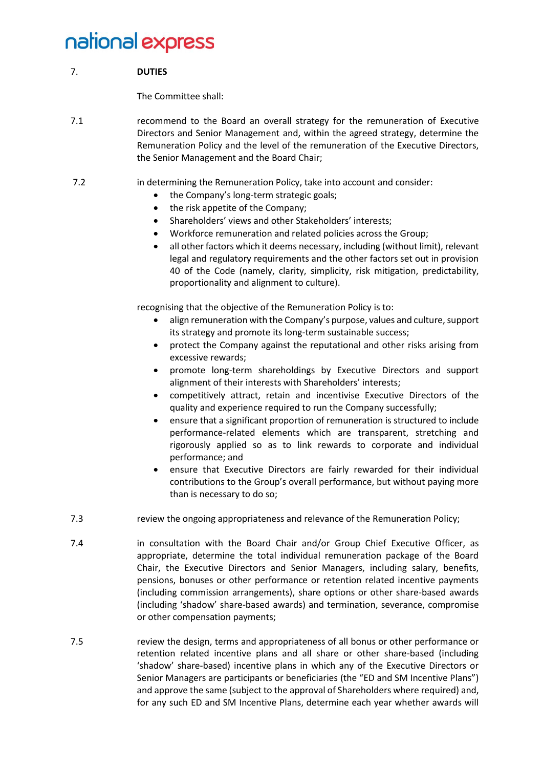7. **DUTIES**

The Committee shall:

7.1 recommend to the Board an overall strategy for the remuneration of Executive Directors and Senior Management and, within the agreed strategy, determine the Remuneration Policy and the level of the remuneration of the Executive Directors, the Senior Management and the Board Chair;

7.2 in determining the Remuneration Policy, take into account and consider:

- the Company's long-term strategic goals;
- the risk appetite of the Company;
- Shareholders' views and other Stakeholders' interests;
- Workforce remuneration and related policies across the Group;
- all other factors which it deems necessary, including (without limit), relevant legal and regulatory requirements and the other factors set out in provision 40 of the Code (namely, clarity, simplicity, risk mitigation, predictability, proportionality and alignment to culture).

recognising that the objective of the Remuneration Policy is to:

- align remuneration with the Company's purpose, values and culture, support its strategy and promote its long-term sustainable success;
- protect the Company against the reputational and other risks arising from excessive rewards;
- promote long-term shareholdings by Executive Directors and support alignment of their interests with Shareholders' interests;
- competitively attract, retain and incentivise Executive Directors of the quality and experience required to run the Company successfully;
- ensure that a significant proportion of remuneration is structured to include performance-related elements which are transparent, stretching and rigorously applied so as to link rewards to corporate and individual performance; and
- ensure that Executive Directors are fairly rewarded for their individual contributions to the Group's overall performance, but without paying more than is necessary to do so;

7.3 review the ongoing appropriateness and relevance of the Remuneration Policy;

7.4 in consultation with the Board Chair and/or Group Chief Executive Officer, as appropriate, determine the total individual remuneration package of the Board Chair, the Executive Directors and Senior Managers, including salary, benefits, pensions, bonuses or other performance or retention related incentive payments (including commission arrangements), share options or other share-based awards (including 'shadow' share-based awards) and termination, severance, compromise or other compensation payments;

7.5 review the design, terms and appropriateness of all bonus or other performance or retention related incentive plans and all share or other share-based (including 'shadow' share-based) incentive plans in which any of the Executive Directors or Senior Managers are participants or beneficiaries (the "ED and SM Incentive Plans") and approve the same (subject to the approval of Shareholders where required) and, for any such ED and SM Incentive Plans, determine each year whether awards will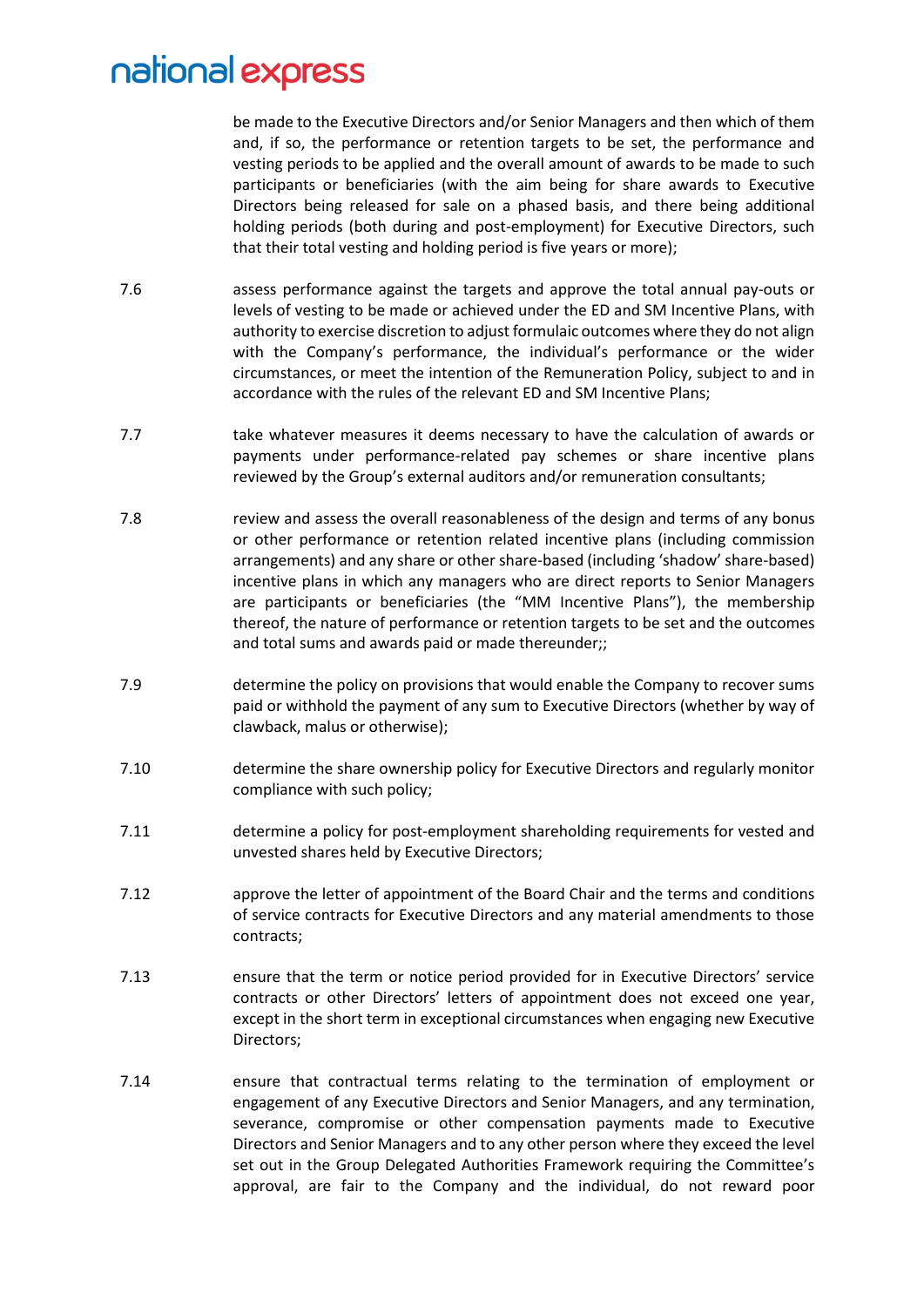be made to the Executive Directors and/or Senior Managers and then which of them and, if so, the performance or retention targets to be set, the performance and vesting periods to be applied and the overall amount of awards to be made to such participants or beneficiaries (with the aim being for share awards to Executive Directors being released for sale on a phased basis, and there being additional holding periods (both during and post-employment) for Executive Directors, such that their total vesting and holding period is five years or more);

7.6 assess performance against the targets and approve the total annual pay-outs or levels of vesting to be made or achieved under the ED and SM Incentive Plans, with authority to exercise discretion to adjust formulaic outcomes where they do not align with the Company's performance, the individual's performance or the wider circumstances, or meet the intention of the Remuneration Policy, subject to and in accordance with the rules of the relevant ED and SM Incentive Plans;

7.7 take whatever measures it deems necessary to have the calculation of awards or payments under performance-related pay schemes or share incentive plans reviewed by the Group's external auditors and/or remuneration consultants;

7.8 review and assess the overall reasonableness of the design and terms of any bonus or other performance or retention related incentive plans (including commission arrangements) and any share or other share-based (including 'shadow' share-based) incentive plans in which any managers who are direct reports to Senior Managers are participants or beneficiaries (the "MM Incentive Plans"), the membership thereof, the nature of performance or retention targets to be set and the outcomes and total sums and awards paid or made thereunder;;

7.9 determine the policy on provisions that would enable the Company to recover sums paid or withhold the payment of any sum to Executive Directors (whether by way of clawback, malus or otherwise);

7.10 determine the share ownership policy for Executive Directors and regularly monitor compliance with such policy;

7.11 determine a policy for post-employment shareholding requirements for vested and unvested shares held by Executive Directors;

7.12 approve the letter of appointment of the Board Chair and the terms and conditions of service contracts for Executive Directors and any material amendments to those contracts;

7.13 ensure that the term or notice period provided for in Executive Directors' service contracts or other Directors' letters of appointment does not exceed one year, except in the short term in exceptional circumstances when engaging new Executive Directors;

7.14 ensure that contractual terms relating to the termination of employment or engagement of any Executive Directors and Senior Managers, and any termination, severance, compromise or other compensation payments made to Executive Directors and Senior Managers and to any other person where they exceed the level set out in the Group Delegated Authorities Framework requiring the Committee's approval, are fair to the Company and the individual, do not reward poor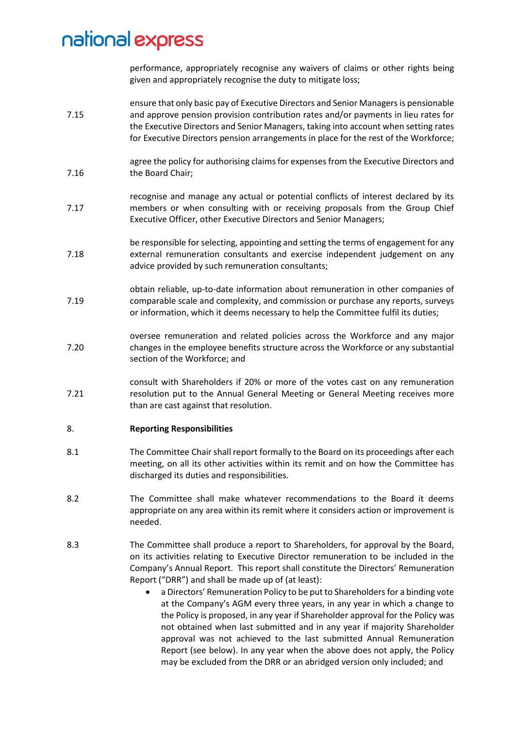performance, appropriately recognise any waivers of claims or other rights being given and appropriately recognise the duty to mitigate loss;

7.15 ensure that only basic pay of Executive Directors and Senior Managers is pensionable and approve pension provision contribution rates and/or payments in lieu rates for the Executive Directors and Senior Managers, taking into account when setting rates for Executive Directors pension arrangements in place for the rest of the Workforce;

7.16 agree the policy for authorising claims for expenses from the Executive Directors and the Board Chair;

7.17 recognise and manage any actual or potential conflicts of interest declared by its members or when consulting with or receiving proposals from the Group Chief Executive Officer, other Executive Directors and Senior Managers;

7.18 be responsible for selecting, appointing and setting the terms of engagement for any external remuneration consultants and exercise independent judgement on any advice provided by such remuneration consultants;

7.19 obtain reliable, up-to-date information about remuneration in other companies of comparable scale and complexity, and commission or purchase any reports, surveys or information, which it deems necessary to help the Committee fulfil its duties;

7.20 oversee remuneration and related policies across the Workforce and any major changes in the employee benefits structure across the Workforce or any substantial section of the Workforce; and

7.21 consult with Shareholders if 20% or more of the votes cast on any remuneration resolution put to the Annual General Meeting or General Meeting receives more than are cast against that resolution.

## 8. Reporting Responsibilities

8.1 The Committee Chair shall report formally to the Board on its proceedings after each meeting, on all its other activities within its remit and on how the Committee has discharged its duties and responsibilities.

8.2 The Committee shall make whatever recommendations to the Board it deems appropriate on any area within its remit where it considers action or improvement is needed.

8.3 The Committee shall produce a report to Shareholders, for approval by the Board, on its activities relating to Executive Director remuneration to be included in the Company's Annual Report. This report shall constitute the Directors' Remuneration Report ("DRR") and shall be made up of (at least):

- a Directors' Remuneration Policy to be put to Shareholders for a binding vote at the Company's AGM every three years, in any year in which a change to the Policy is proposed, in any year if Shareholder approval for the Policy was not obtained when last submitted and in any year if majority Shareholder approval was not achieved to the last submitted Annual Remuneration Report (see below). In any year when the above does not apply, the Policy may be excluded from the DRR or an abridged version only included; and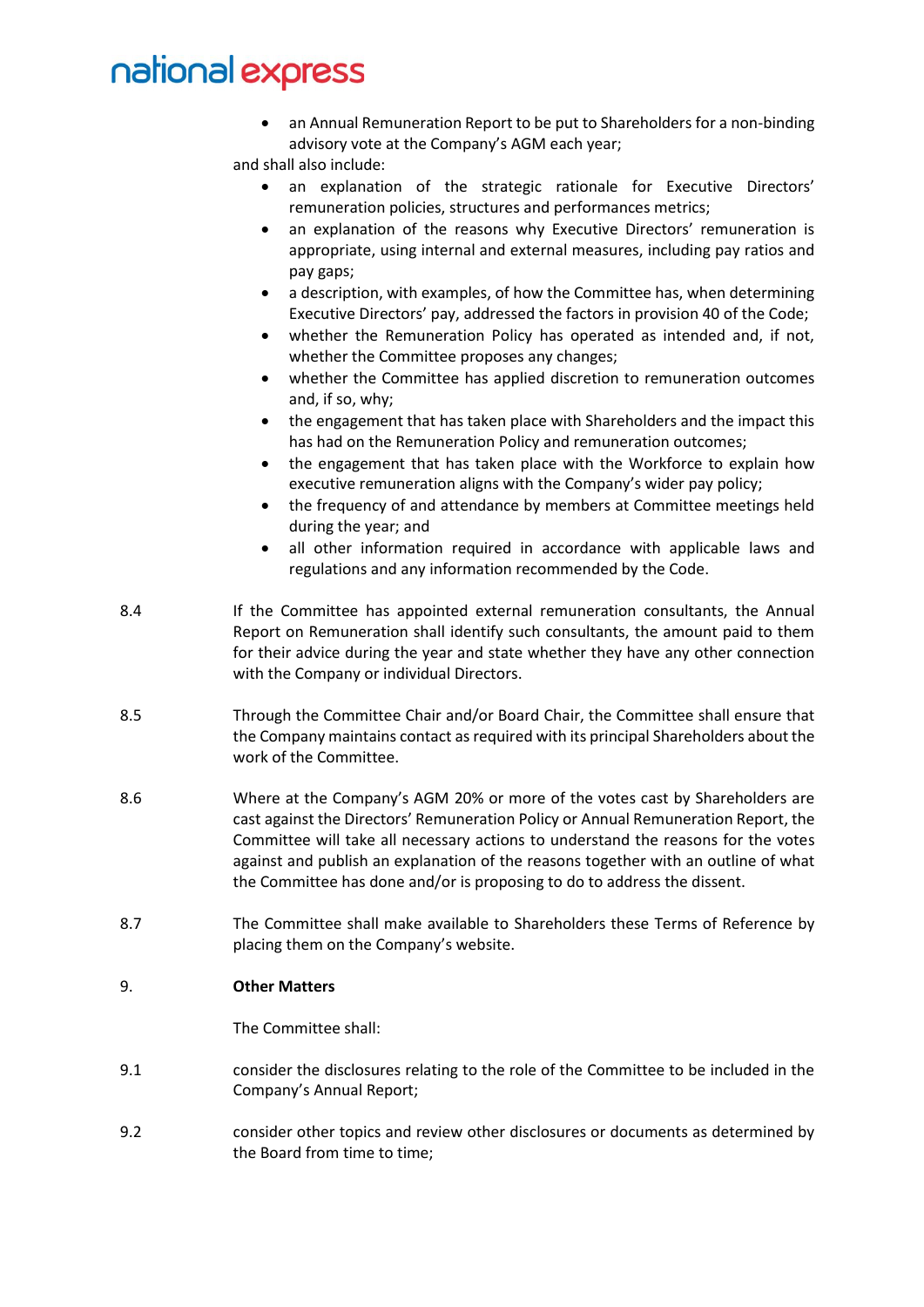- an Annual Remuneration Report to be put to Shareholders for a non-binding advisory vote at the Company's AGM each year;

and shall also include:

- an explanation of the strategic rationale for Executive Directors' remuneration policies, structures and performances metrics;
- an explanation of the reasons why Executive Directors' remuneration is appropriate, using internal and external measures, including pay ratios and pay gaps;
- a description, with examples, of how the Committee has, when determining Executive Directors' pay, addressed the factors in provision 40 of the Code;
- whether the Remuneration Policy has operated as intended and, if not, whether the Committee proposes any changes;
- whether the Committee has applied discretion to remuneration outcomes and, if so, why;
- the engagement that has taken place with Shareholders and the impact this has had on the Remuneration Policy and remuneration outcomes;
- the engagement that has taken place with the Workforce to explain how executive remuneration aligns with the Company's wider pay policy;
- the frequency of and attendance by members at Committee meetings held during the year; and
- all other information required in accordance with applicable laws and regulations and any information recommended by the Code.

8.4 If the Committee has appointed external remuneration consultants, the Annual Report on Remuneration shall identify such consultants, the amount paid to them for their advice during the year and state whether they have any other connection with the Company or individual Directors.

8.5 Through the Committee Chair and/or Board Chair, the Committee shall ensure that the Company maintains contact as required with its principal Shareholders about the work of the Committee.

8.6 Where at the Company's AGM 20% or more of the votes cast by Shareholders are cast against the Directors' Remuneration Policy or Annual Remuneration Report, the Committee will take all necessary actions to understand the reasons for the votes against and publish an explanation of the reasons together with an outline of what the Committee has done and/or is proposing to do to address the dissent.

8.7 The Committee shall make available to Shareholders these Terms of Reference by placing them on the Company's website.

## 9. **Other Matters**

The Committee shall:

9.1 consider the disclosures relating to the role of the Committee to be included in the Company's Annual Report;

9.2 consider other topics and review other disclosures or documents as determined by the Board from time to time;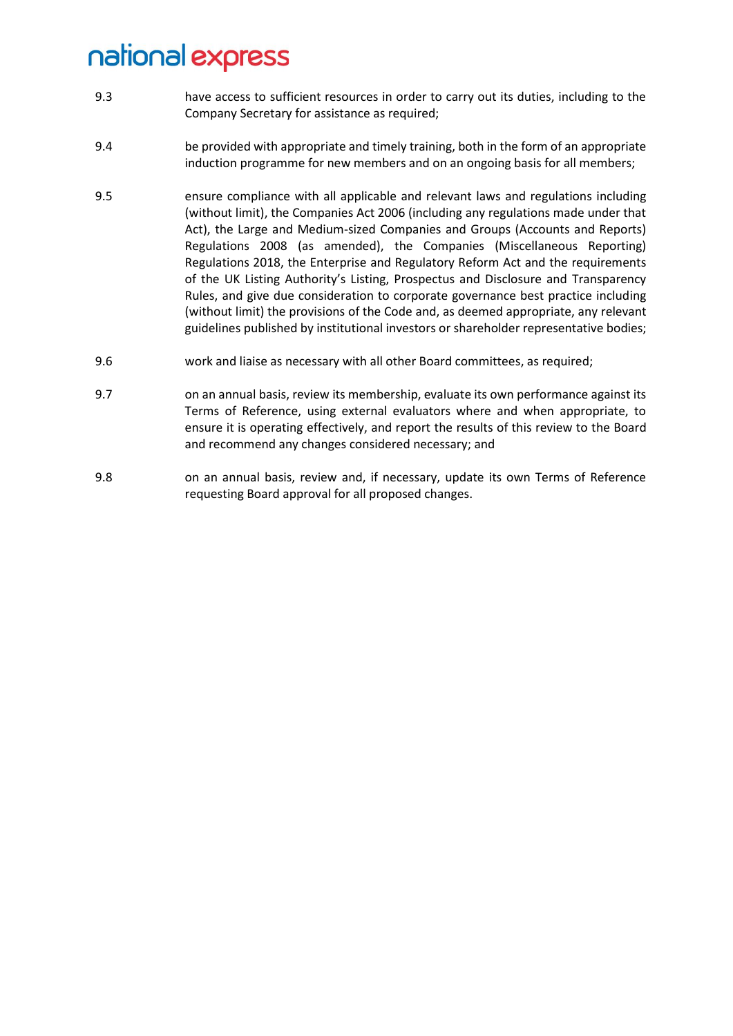9.3 have access to sufficient resources in order to carry out its duties, including to the Company Secretary for assistance as required;

9.4 be provided with appropriate and timely training, both in the form of an appropriate induction programme for new members and on an ongoing basis for all members;

9.5 ensure compliance with all applicable and relevant laws and regulations including (without limit), the Companies Act 2006 (including any regulations made under that Act), the Large and Medium-sized Companies and Groups (Accounts and Reports) Regulations 2008 (as amended), the Companies (Miscellaneous Reporting) Regulations 2018, the Enterprise and Regulatory Reform Act and the requirements of the UK Listing Authority's Listing, Prospectus and Disclosure and Transparency Rules, and give due consideration to corporate governance best practice including (without limit) the provisions of the Code and, as deemed appropriate, any relevant guidelines published by institutional investors or shareholder representative bodies;

9.6 work and liaise as necessary with all other Board committees, as required;

9.7 on an annual basis, review its membership, evaluate its own performance against its Terms of Reference, using external evaluators where and when appropriate, to ensure it is operating effectively, and report the results of this review to the Board and recommend any changes considered necessary; and

9.8 on an annual basis, review and, if necessary, update its own Terms of Reference requesting Board approval for all proposed changes.